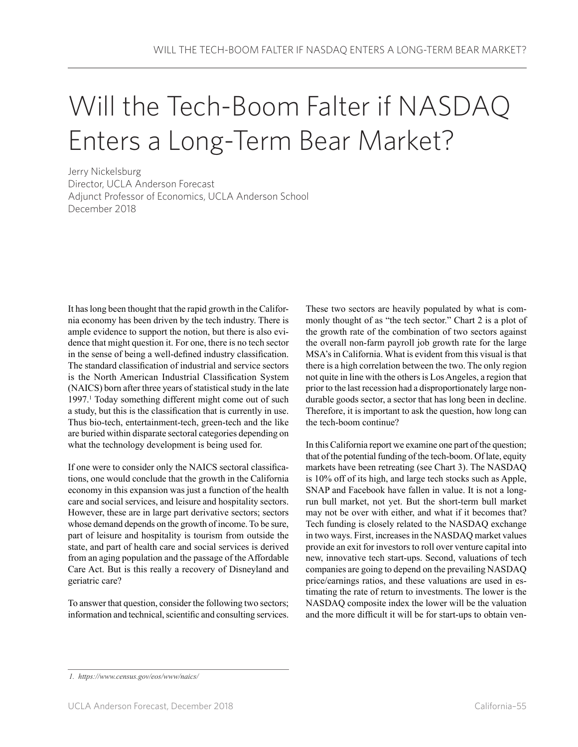# Will the Tech-Boom Falter if NASDAQ Enters a Long-Term Bear Market?

Jerry Nickelsburg
Director, UCLA Anderson Forecast
Adjunct Professor of Economics, UCLA Anderson School
December 2018

It has long been thought that the rapid growth in the California economy has been driven by the tech industry. There is ample evidence to support the notion, but there is also evidence that might question it. For one, there is no tech sector in the sense of being a well-defined industry classification. The standard classification of industrial and service sectors is the North American Industrial Classification System (NAICS) born after three years of statistical study in the late 1997.[1] Today something different might come out of such a study, but this is the classification that is currently in use. Thus bio-tech, entertainment-tech, green-tech and the like are buried within disparate sectoral categories depending on what the technology development is being used for.

If one were to consider only the NAICS sectoral classifications, one would conclude that the growth in the California economy in this expansion was just a function of the health care and social services, and leisure and hospitality sectors. However, these are in large part derivative sectors; sectors whose demand depends on the growth of income. To be sure, part of leisure and hospitality is tourism from outside the state, and part of health care and social services is derived from an aging population and the passage of the Affordable Care Act. But is this really a recovery of Disneyland and geriatric care?

To answer that question, consider the following two sectors; information and technical, scientific and consulting services. These two sectors are heavily populated by what is commonly thought of as "the tech sector." Chart 2 is a plot of the growth rate of the combination of two sectors against the overall non-farm payroll job growth rate for the large MSA's in California. What is evident from this visual is that there is a high correlation between the two. The only region not quite in line with the others is Los Angeles, a region that prior to the last recession had a disproportionately large non-durable goods sector, a sector that has long been in decline. Therefore, it is important to ask the question, how long can the tech-boom continue?

In this California report we examine one part of the question; that of the potential funding of the tech-boom. Of late, equity markets have been retreating (see Chart 3). The NASDAQ is 10% off of its high, and large tech stocks such as Apple, SNAP and Facebook have fallen in value. It is not a long-run bull market, not yet. But the short-term bull market may not be over with either, and what if it becomes that? Tech funding is closely related to the NASDAQ exchange in two ways. First, increases in the NASDAQ market values provide an exit for investors to roll over venture capital into new, innovative tech start-ups. Second, valuations of tech companies are going to depend on the prevailing NASDAQ price/earnings ratios, and these valuations are used in estimating the rate of return to investments. The lower is the NASDAQ composite index the lower will be the valuation and the more difficult it will be for start-ups to obtain ven-

---

1. *https://www.census.gov/eos/www/naics/*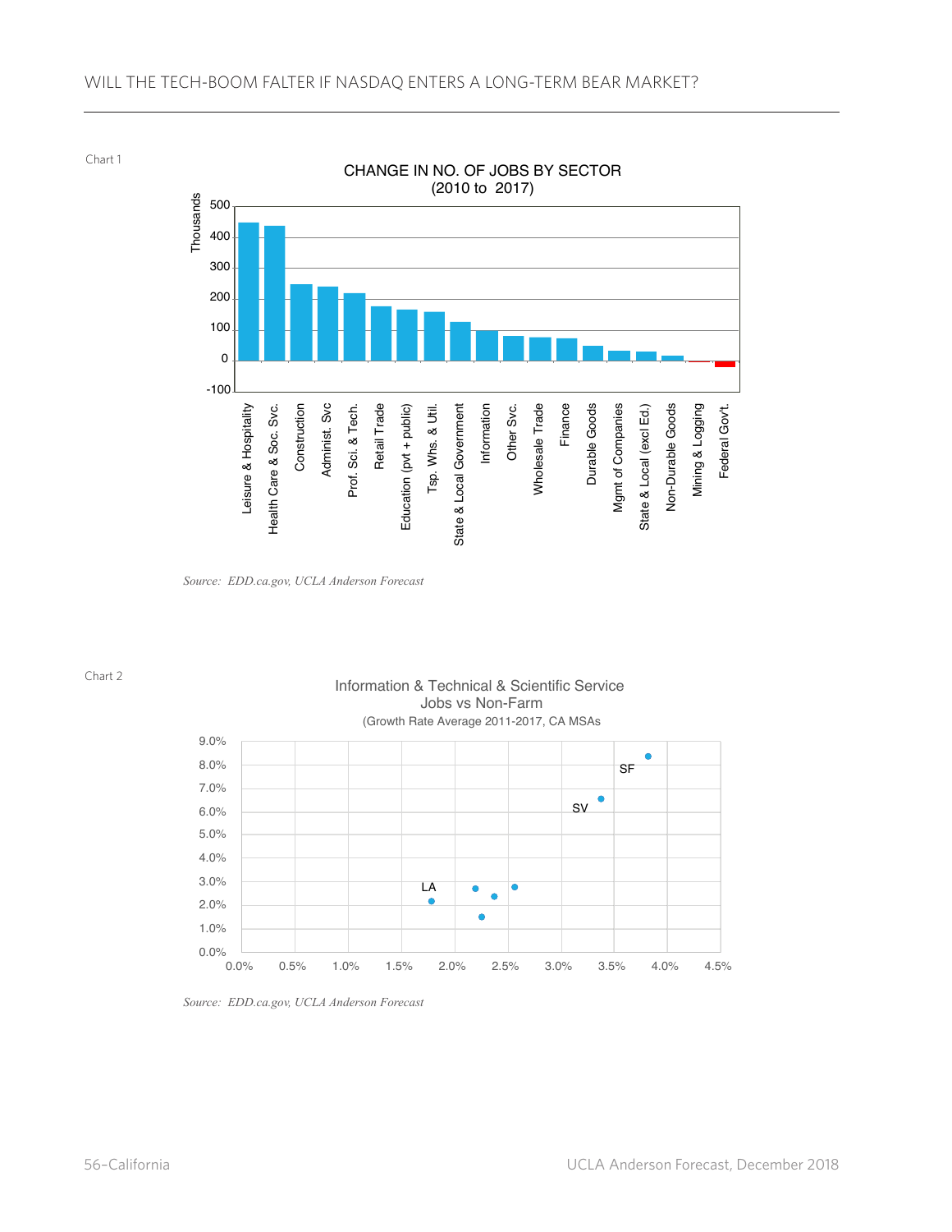Chart 1

CHANGE IN NO. OF JOBS BY SECTOR
(2010 to 2017)

Source: EDD.ca.gov, UCLA Anderson Forecast

Chart 2

Information & Technical & Scientific Service
Jobs vs Non-Farm
(Growth Rate Average 2011-2017, CA MSAs

Source: EDD.ca.gov, UCLA Anderson Forecast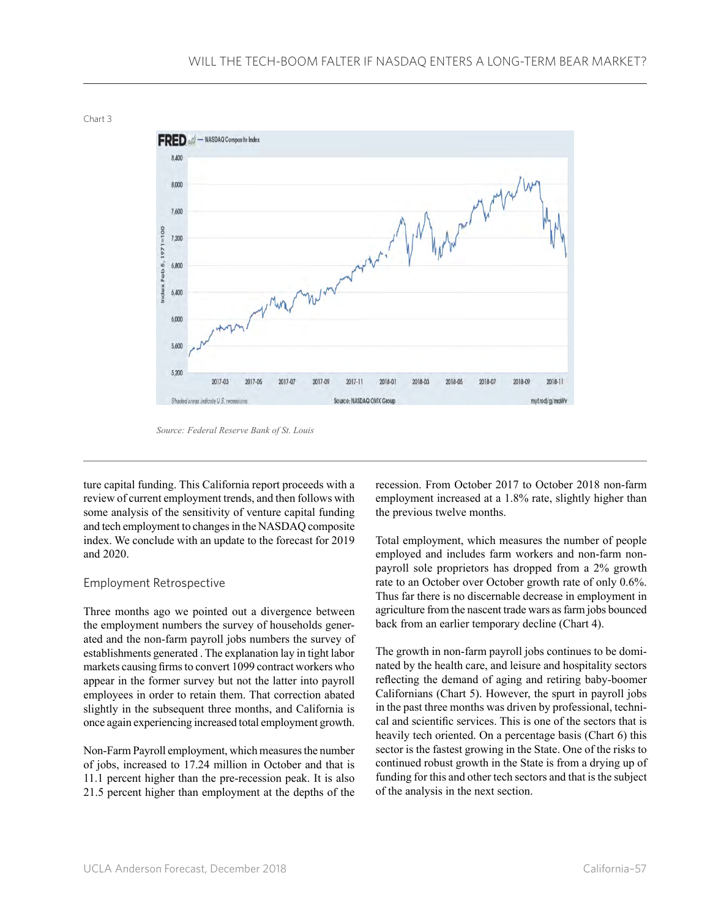Chart 3

*Source: Federal Reserve Bank of St. Louis*

ture capital funding. This California report proceeds with a review of current employment trends, and then follows with some analysis of the sensitivity of venture capital funding and tech employment to changes in the NASDAQ composite index. We conclude with an update to the forecast for 2019 and 2020.

## Employment Retrospective

Three months ago we pointed out a divergence between the employment numbers the survey of households generated and the non-farm payroll jobs numbers the survey of establishments generated . The explanation lay in tight labor markets causing firms to convert 1099 contract workers who appear in the former survey but not the latter into payroll employees in order to retain them. That correction abated slightly in the subsequent three months, and California is once again experiencing increased total employment growth.

Non-Farm Payroll employment, which measures the number of jobs, increased to 17.24 million in October and that is 11.1 percent higher than the pre-recession peak. It is also 21.5 percent higher than employment at the depths of the recession. From October 2017 to October 2018 non-farm employment increased at a 1.8% rate, slightly higher than the previous twelve months.

Total employment, which measures the number of people employed and includes farm workers and non-farm non-payroll sole proprietors has dropped from a 2% growth rate to an October over October growth rate of only 0.6%. Thus far there is no discernable decrease in employment in agriculture from the nascent trade wars as farm jobs bounced back from an earlier temporary decline (Chart 4).

The growth in non-farm payroll jobs continues to be dominated by the health care, and leisure and hospitality sectors reflecting the demand of aging and retiring baby-boomer Californians (Chart 5). However, the spurt in payroll jobs in the past three months was driven by professional, technical and scientific services. This is one of the sectors that is heavily tech oriented. On a percentage basis (Chart 6) this sector is the fastest growing in the State. One of the risks to continued robust growth in the State is from a drying up of funding for this and other tech sectors and that is the subject of the analysis in the next section.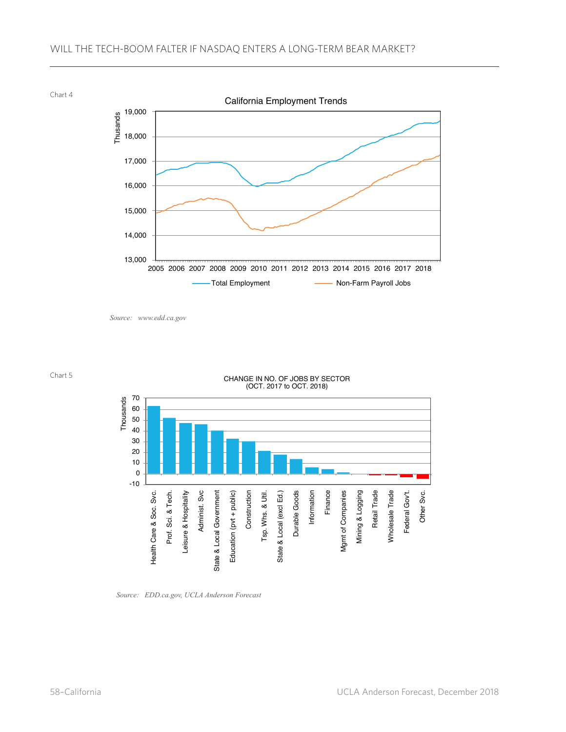Chart 4

California Employment Trends

Source: www.edd.ca.gov

Chart 5

CHANGE IN NO. OF JOBS BY SECTOR
(OCT. 2017 to OCT. 2018)

Source: EDD.ca.gov, UCLA Anderson Forecast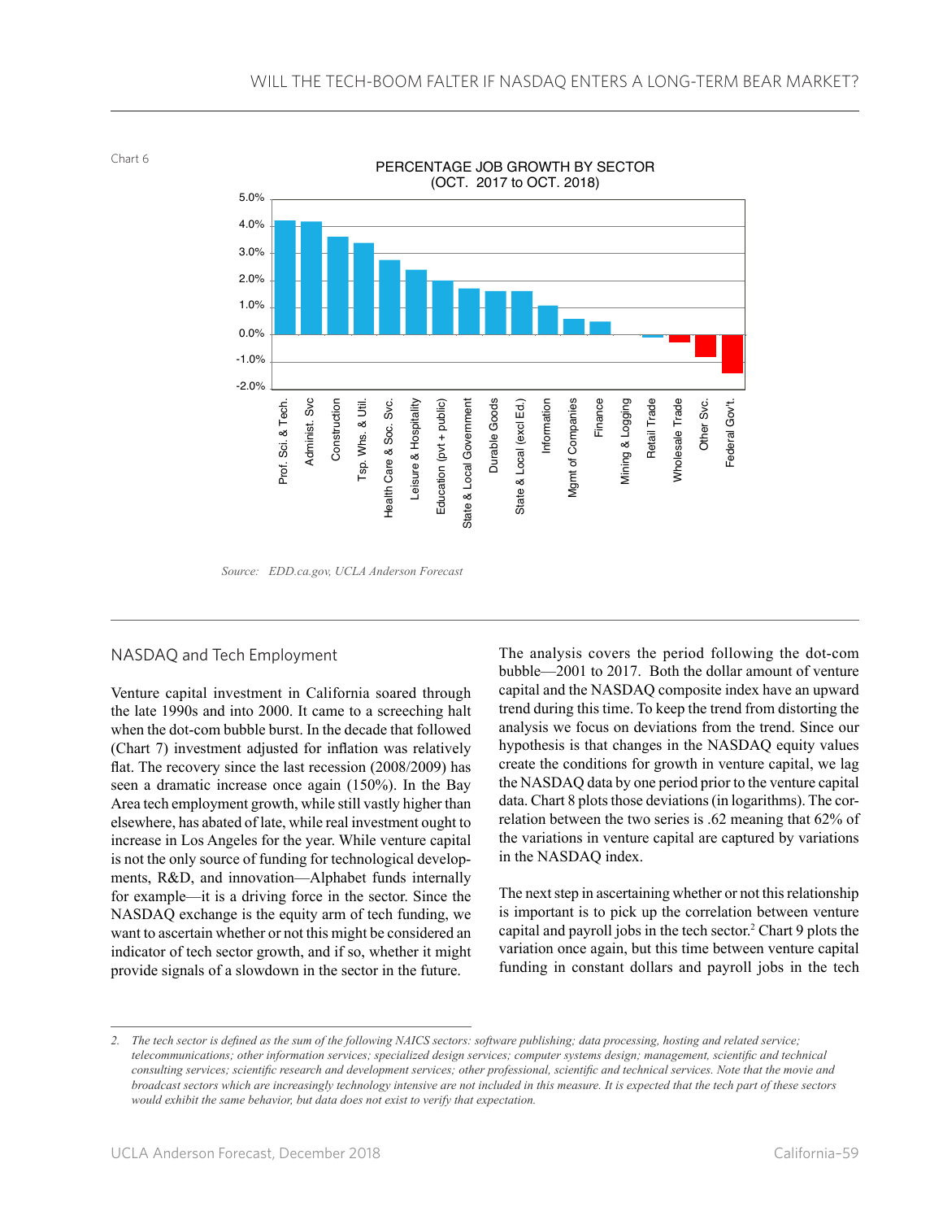Chart 6

PERCENTAGE JOB GROWTH BY SECTOR (OCT. 2017 to OCT. 2018)

Source: EDD.ca.gov, UCLA Anderson Forecast

## NASDAQ and Tech Employment

Venture capital investment in California soared through the late 1990s and into 2000. It came to a screeching halt when the dot-com bubble burst. In the decade that followed (Chart 7) investment adjusted for inflation was relatively flat. The recovery since the last recession (2008/2009) has seen a dramatic increase once again (150%). In the Bay Area tech employment growth, while still vastly higher than elsewhere, has abated of late, while real investment ought to increase in Los Angeles for the year. While venture capital is not the only source of funding for technological developments, R&D, and innovation—Alphabet funds internally for example—it is a driving force in the sector. Since the NASDAQ exchange is the equity arm of tech funding, we want to ascertain whether or not this might be considered an indicator of tech sector growth, and if so, whether it might provide signals of a slowdown in the sector in the future.

The analysis covers the period following the dot-com bubble—2001 to 2017. Both the dollar amount of venture capital and the NASDAQ composite index have an upward trend during this time. To keep the trend from distorting the analysis we focus on deviations from the trend. Since our hypothesis is that changes in the NASDAQ equity values create the conditions for growth in venture capital, we lag the NASDAQ data by one period prior to the venture capital data. Chart 8 plots those deviations (in logarithms). The correlation between the two series is .62 meaning that 62% of the variations in venture capital are captured by variations in the NASDAQ index.

The next step in ascertaining whether or not this relationship is important is to pick up the correlation between venture capital and payroll jobs in the tech sector.[2] Chart 9 plots the variation once again, but this time between venture capital funding in constant dollars and payroll jobs in the tech

---

2. *The tech sector is defined as the sum of the following NAICS sectors: software publishing; data processing, hosting and related service; telecommunications; other information services; specialized design services; computer systems design; management, scientific and technical consulting services; scientific research and development services; other professional, scientific and technical services. Note that the movie and broadcast sectors which are increasingly technology intensive are not included in this measure. It is expected that the tech part of these sectors would exhibit the same behavior, but data does not exist to verify that expectation.*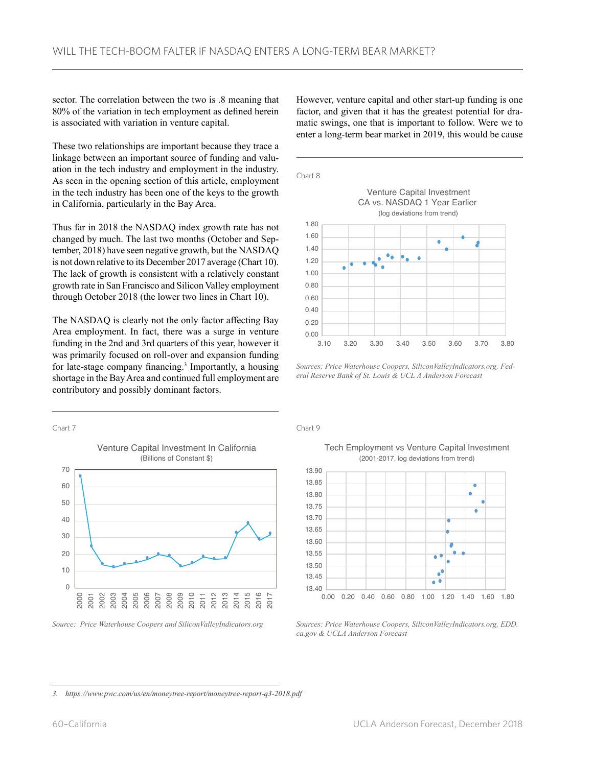sector. The correlation between the two is .8 meaning that 80% of the variation in tech employment as defined herein is associated with variation in venture capital.

These two relationships are important because they trace a linkage between an important source of funding and valuation in the tech industry and employment in the industry. As seen in the opening section of this article, employment in the tech industry has been one of the keys to the growth in California, particularly in the Bay Area.

Thus far in 2018 the NASDAQ index growth rate has not changed by much. The last two months (October and September, 2018) have seen negative growth, but the NASDAQ is not down relative to its December 2017 average (Chart 10). The lack of growth is consistent with a relatively constant growth rate in San Francisco and Silicon Valley employment through October 2018 (the lower two lines in Chart 10).

The NASDAQ is clearly not the only factor affecting Bay Area employment. In fact, there was a surge in venture funding in the 2nd and 3rd quarters of this year, however it was primarily focused on roll-over and expansion funding for late-stage company financing.[3] Importantly, a housing shortage in the Bay Area and continued full employment are contributory and possibly dominant factors.

Chart 7

Venture Capital Investment In California
(Billions of Constant $)

*Source: Price Waterhouse Coopers and SiliconValleyIndicators.org*

However, venture capital and other start-up funding is one factor, and given that it has the greatest potential for dramatic swings, one that is important to follow. Were we to enter a long-term bear market in 2019, this would be cause

Chart 8

Venture Capital Investment
CA vs. NASDAQ 1 Year Earlier
(log deviations from trend)

*Sources: Price Waterhouse Coopers, SiliconValleyIndicators.org, Federal Reserve Bank of St. Louis & UCLA Anderson Forecast*

Chart 9

Tech Employment vs Venture Capital Investment
(2001-2017, log deviations from trend)

*Sources: Price Waterhouse Coopers, SiliconValleyIndicators.org, EDD.ca.gov & UCLA Anderson Forecast*

3. https://www.pwc.com/us/en/moneytree-report/moneytree-report-q3-2018.pdf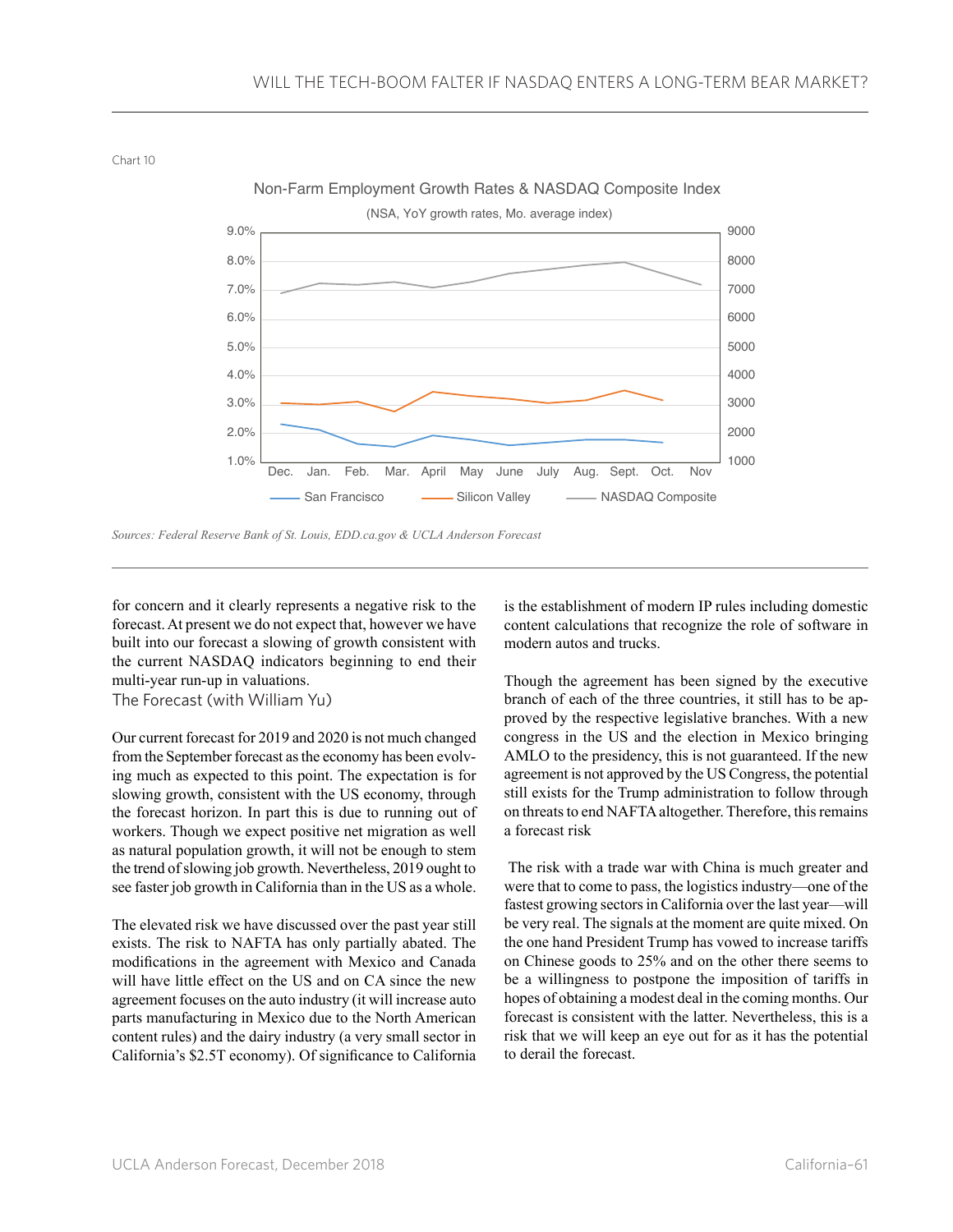Chart 10

Non-Farm Employment Growth Rates & NASDAQ Composite Index

(NSA, YoY growth rates, Mo. average index)

Sources: Federal Reserve Bank of St. Louis, EDD.ca.gov & UCLA Anderson Forecast

for concern and it clearly represents a negative risk to the forecast. At present we do not expect that, however we have built into our forecast a slowing of growth consistent with the current NASDAQ indicators beginning to end their multi-year run-up in valuations.

## The Forecast (with William Yu)

Our current forecast for 2019 and 2020 is not much changed from the September forecast as the economy has been evolving much as expected to this point. The expectation is for slowing growth, consistent with the US economy, through the forecast horizon. In part this is due to running out of workers. Though we expect positive net migration as well as natural population growth, it will not be enough to stem the trend of slowing job growth. Nevertheless, 2019 ought to see faster job growth in California than in the US as a whole.

The elevated risk we have discussed over the past year still exists. The risk to NAFTA has only partially abated. The modifications in the agreement with Mexico and Canada will have little effect on the US and on CA since the new agreement focuses on the auto industry (it will increase auto parts manufacturing in Mexico due to the North American content rules) and the dairy industry (a very small sector in California's $2.5T economy). Of significance to California is the establishment of modern IP rules including domestic content calculations that recognize the role of software in modern autos and trucks.

Though the agreement has been signed by the executive branch of each of the three countries, it still has to be approved by the respective legislative branches. With a new congress in the US and the election in Mexico bringing AMLO to the presidency, this is not guaranteed. If the new agreement is not approved by the US Congress, the potential still exists for the Trump administration to follow through on threats to end NAFTA altogether. Therefore, this remains a forecast risk

The risk with a trade war with China is much greater and were that to come to pass, the logistics industry—one of the fastest growing sectors in California over the last year—will be very real. The signals at the moment are quite mixed. On the one hand President Trump has vowed to increase tariffs on Chinese goods to 25% and on the other there seems to be a willingness to postpone the imposition of tariffs in hopes of obtaining a modest deal in the coming months. Our forecast is consistent with the latter. Nevertheless, this is a risk that we will keep an eye out for as it has the potential to derail the forecast.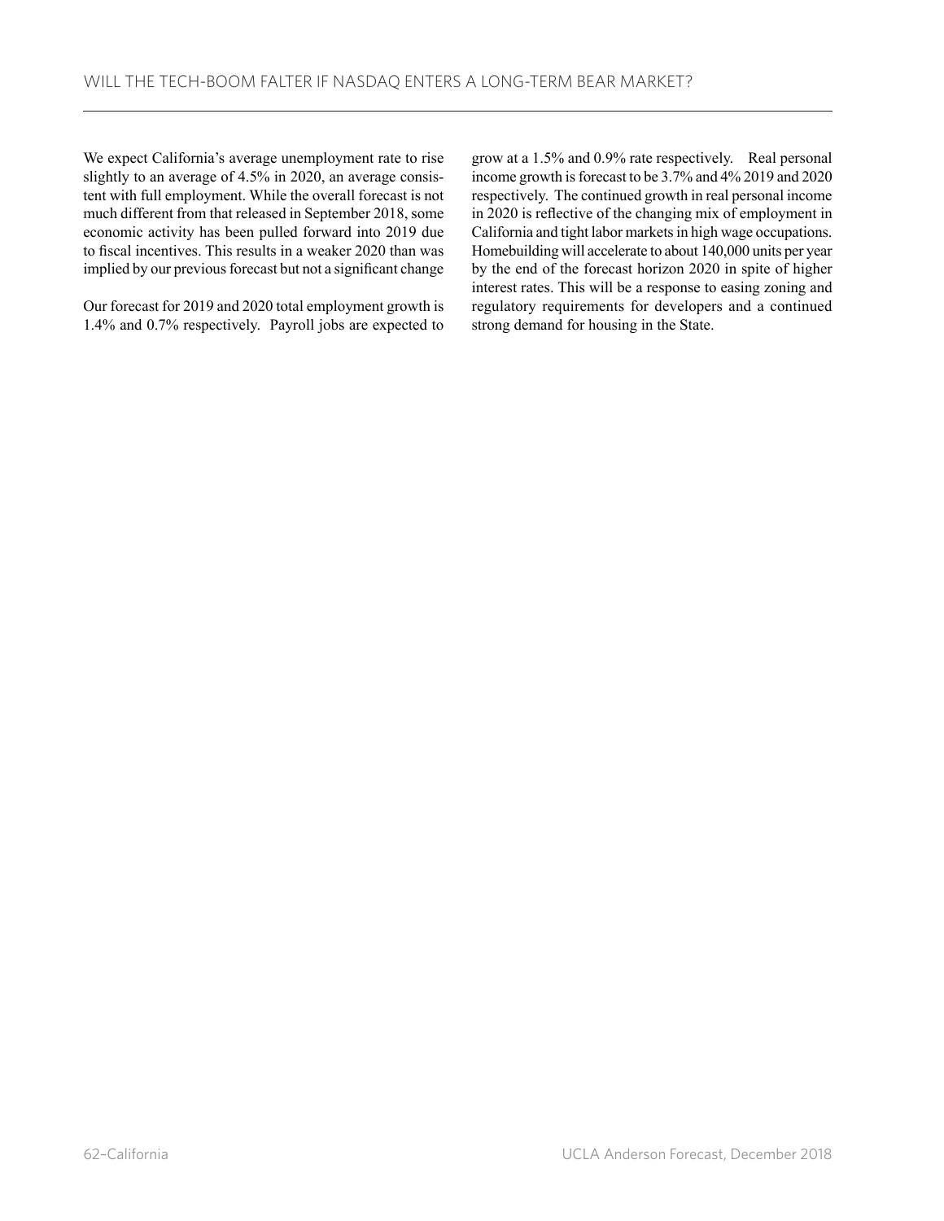We expect California's average unemployment rate to rise slightly to an average of 4.5% in 2020, an average consistent with full employment. While the overall forecast is not much different from that released in September 2018, some economic activity has been pulled forward into 2019 due to fiscal incentives. This results in a weaker 2020 than was implied by our previous forecast but not a significant change

Our forecast for 2019 and 2020 total employment growth is 1.4% and 0.7% respectively. Payroll jobs are expected to grow at a 1.5% and 0.9% rate respectively. Real personal income growth is forecast to be 3.7% and 4% 2019 and 2020 respectively. The continued growth in real personal income in 2020 is reflective of the changing mix of employment in California and tight labor markets in high wage occupations. Homebuilding will accelerate to about 140,000 units per year by the end of the forecast horizon 2020 in spite of higher interest rates. This will be a response to easing zoning and regulatory requirements for developers and a continued strong demand for housing in the State.